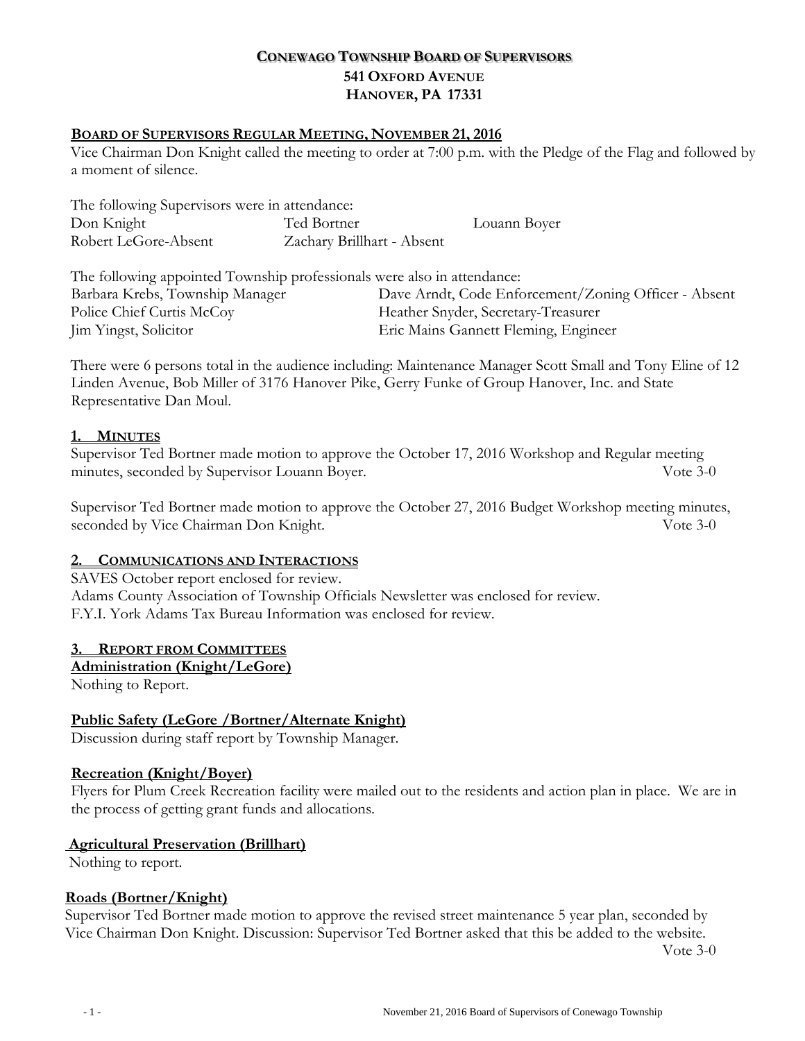# CONEWAGO TOWNSHIP BOARD OF SUPERVISORS
## 541 OXFORD AVENUE
## HANOVER, PA 17331

**BOARD OF SUPERVISORS REGULAR MEETING, NOVEMBER 21, 2016**

Vice Chairman Don Knight called the meeting to order at 7:00 p.m. with the Pledge of the Flag and followed by a moment of silence.

The following Supervisors were in attendance:

| | | |
|---|---|---|
| Don Knight | Ted Bortner | Louann Boyer |
| Robert LeGore-Absent | Zachary Brillhart - Absent | |

The following appointed Township professionals were also in attendance:

| | |
|---|---|
| Barbara Krebs, Township Manager | Dave Arndt, Code Enforcement/Zoning Officer - Absent |
| Police Chief Curtis McCoy | Heather Snyder, Secretary-Treasurer |
| Jim Yingst, Solicitor | Eric Mains Gannett Fleming, Engineer |

There were 6 persons total in the audience including: Maintenance Manager Scott Small and Tony Eline of 12 Linden Avenue, Bob Miller of 3176 Hanover Pike, Gerry Funke of Group Hanover, Inc. and State Representative Dan Moul.

**1. MINUTES**

Supervisor Ted Bortner made motion to approve the October 17, 2016 Workshop and Regular meeting minutes, seconded by Supervisor Louann Boyer. Vote 3-0

Supervisor Ted Bortner made motion to approve the October 27, 2016 Budget Workshop meeting minutes, seconded by Vice Chairman Don Knight. Vote 3-0

**2. COMMUNICATIONS AND INTERACTIONS**

SAVES October report enclosed for review.
Adams County Association of Township Officials Newsletter was enclosed for review.
F.Y.I. York Adams Tax Bureau Information was enclosed for review.

**3. REPORT FROM COMMITTEES**

**Administration (Knight/LeGore)**

Nothing to Report.

**Public Safety (LeGore /Bortner/Alternate Knight)**

Discussion during staff report by Township Manager.

**Recreation (Knight/Boyer)**

Flyers for Plum Creek Recreation facility were mailed out to the residents and action plan in place. We are in the process of getting grant funds and allocations.

**Agricultural Preservation (Brillhart)**

Nothing to report.

**Roads (Bortner/Knight)**

Supervisor Ted Bortner made motion to approve the revised street maintenance 5 year plan, seconded by Vice Chairman Don Knight. Discussion: Supervisor Ted Bortner asked that this be added to the website. Vote 3-0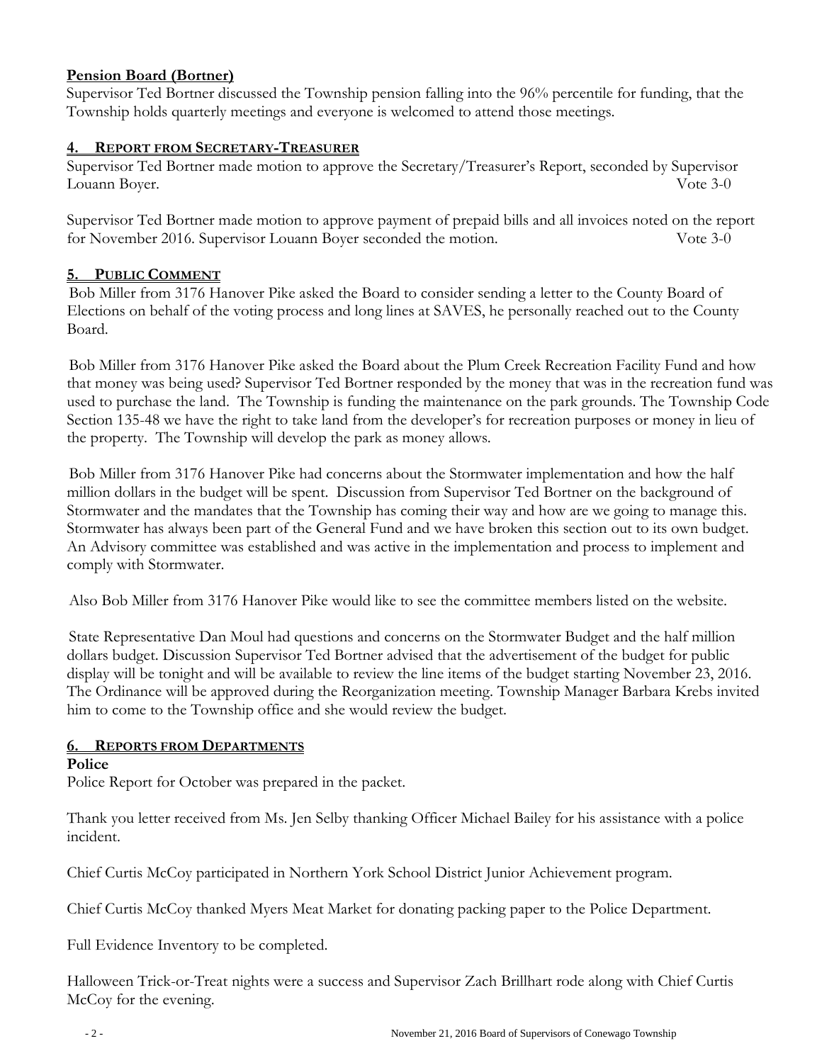**Pension Board (Bortner)**

Supervisor Ted Bortner discussed the Township pension falling into the 96% percentile for funding, that the Township holds quarterly meetings and everyone is welcomed to attend those meetings.

## 4. REPORT FROM SECRETARY-TREASURER

Supervisor Ted Bortner made motion to approve the Secretary/Treasurer's Report, seconded by Supervisor Louann Boyer. Vote 3-0

Supervisor Ted Bortner made motion to approve payment of prepaid bills and all invoices noted on the report for November 2016. Supervisor Louann Boyer seconded the motion. Vote 3-0

## 5. PUBLIC COMMENT

Bob Miller from 3176 Hanover Pike asked the Board to consider sending a letter to the County Board of Elections on behalf of the voting process and long lines at SAVES, he personally reached out to the County Board.

Bob Miller from 3176 Hanover Pike asked the Board about the Plum Creek Recreation Facility Fund and how that money was being used? Supervisor Ted Bortner responded by the money that was in the recreation fund was used to purchase the land. The Township is funding the maintenance on the park grounds. The Township Code Section 135-48 we have the right to take land from the developer's for recreation purposes or money in lieu of the property. The Township will develop the park as money allows.

Bob Miller from 3176 Hanover Pike had concerns about the Stormwater implementation and how the half million dollars in the budget will be spent. Discussion from Supervisor Ted Bortner on the background of Stormwater and the mandates that the Township has coming their way and how are we going to manage this. Stormwater has always been part of the General Fund and we have broken this section out to its own budget. An Advisory committee was established and was active in the implementation and process to implement and comply with Stormwater.

Also Bob Miller from 3176 Hanover Pike would like to see the committee members listed on the website.

State Representative Dan Moul had questions and concerns on the Stormwater Budget and the half million dollars budget. Discussion Supervisor Ted Bortner advised that the advertisement of the budget for public display will be tonight and will be available to review the line items of the budget starting November 23, 2016. The Ordinance will be approved during the Reorganization meeting. Township Manager Barbara Krebs invited him to come to the Township office and she would review the budget.

## 6. REPORTS FROM DEPARTMENTS

**Police**

Police Report for October was prepared in the packet.

Thank you letter received from Ms. Jen Selby thanking Officer Michael Bailey for his assistance with a police incident.

Chief Curtis McCoy participated in Northern York School District Junior Achievement program.

Chief Curtis McCoy thanked Myers Meat Market for donating packing paper to the Police Department.

Full Evidence Inventory to be completed.

Halloween Trick-or-Treat nights were a success and Supervisor Zach Brillhart rode along with Chief Curtis McCoy for the evening.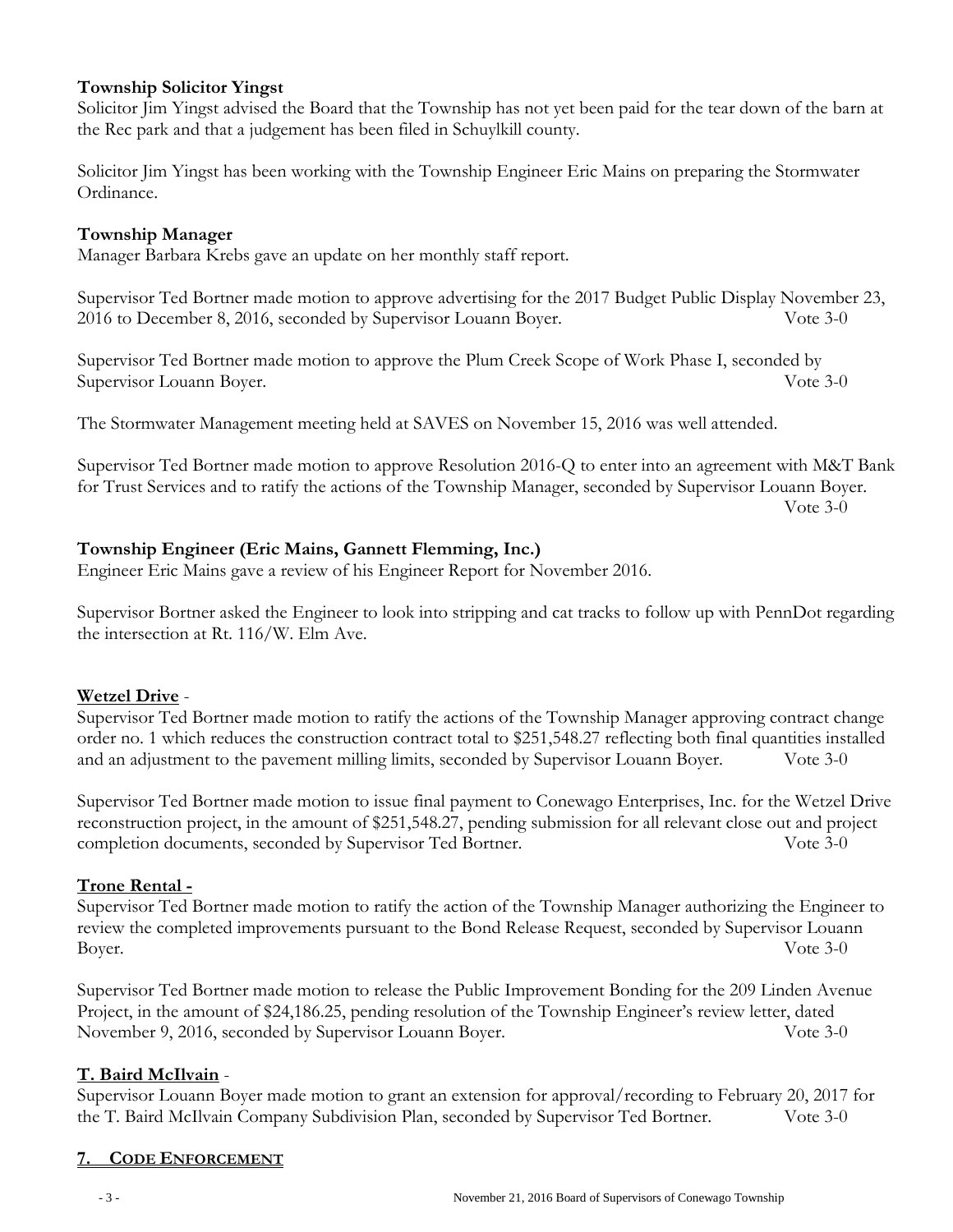**Township Solicitor Yingst**

Solicitor Jim Yingst advised the Board that the Township has not yet been paid for the tear down of the barn at the Rec park and that a judgement has been filed in Schuylkill county.

Solicitor Jim Yingst has been working with the Township Engineer Eric Mains on preparing the Stormwater Ordinance.

**Township Manager**

Manager Barbara Krebs gave an update on her monthly staff report.

Supervisor Ted Bortner made motion to approve advertising for the 2017 Budget Public Display November 23, 2016 to December 8, 2016, seconded by Supervisor Louann Boyer. Vote 3-0

Supervisor Ted Bortner made motion to approve the Plum Creek Scope of Work Phase I, seconded by Supervisor Louann Boyer. Vote 3-0

The Stormwater Management meeting held at SAVES on November 15, 2016 was well attended.

Supervisor Ted Bortner made motion to approve Resolution 2016-Q to enter into an agreement with M&T Bank for Trust Services and to ratify the actions of the Township Manager, seconded by Supervisor Louann Boyer. Vote 3-0

**Township Engineer (Eric Mains, Gannett Flemming, Inc.)**

Engineer Eric Mains gave a review of his Engineer Report for November 2016.

Supervisor Bortner asked the Engineer to look into stripping and cat tracks to follow up with PennDot regarding the intersection at Rt. 116/W. Elm Ave.

**Wetzel Drive** -

Supervisor Ted Bortner made motion to ratify the actions of the Township Manager approving contract change order no. 1 which reduces the construction contract total to $251,548.27 reflecting both final quantities installed and an adjustment to the pavement milling limits, seconded by Supervisor Louann Boyer. Vote 3-0

Supervisor Ted Bortner made motion to issue final payment to Conewago Enterprises, Inc. for the Wetzel Drive reconstruction project, in the amount of $251,548.27, pending submission for all relevant close out and project completion documents, seconded by Supervisor Ted Bortner. Vote 3-0

**Trone Rental -**

Supervisor Ted Bortner made motion to ratify the action of the Township Manager authorizing the Engineer to review the completed improvements pursuant to the Bond Release Request, seconded by Supervisor Louann Boyer. Vote 3-0

Supervisor Ted Bortner made motion to release the Public Improvement Bonding for the 209 Linden Avenue Project, in the amount of $24,186.25, pending resolution of the Township Engineer's review letter, dated November 9, 2016, seconded by Supervisor Louann Boyer. Vote 3-0

**T. Baird McIlvain** -

Supervisor Louann Boyer made motion to grant an extension for approval/recording to February 20, 2017 for the T. Baird McIlvain Company Subdivision Plan, seconded by Supervisor Ted Bortner. Vote 3-0

## 7. CODE ENFORCEMENT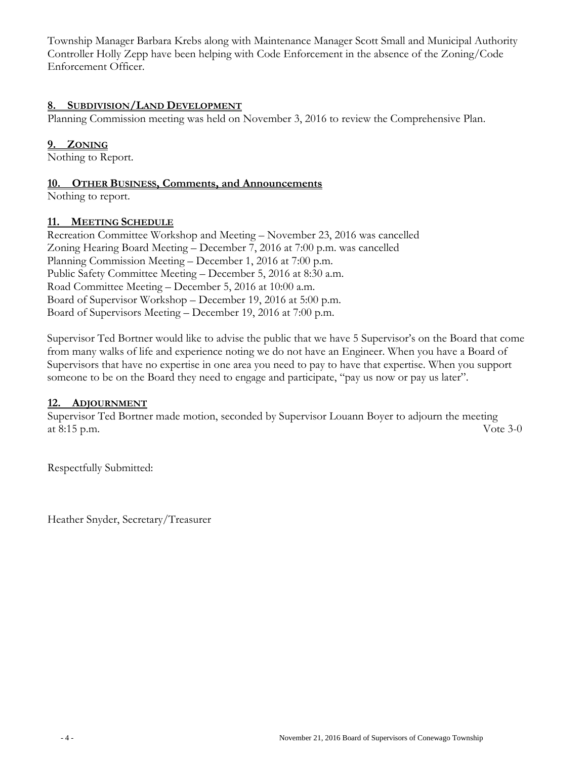Township Manager Barbara Krebs along with Maintenance Manager Scott Small and Municipal Authority Controller Holly Zepp have been helping with Code Enforcement in the absence of the Zoning/Code Enforcement Officer.

## 8. SUBDIVISION/LAND DEVELOPMENT

Planning Commission meeting was held on November 3, 2016 to review the Comprehensive Plan.

## 9. ZONING

Nothing to Report.

## 10. OTHER BUSINESS, Comments, and Announcements

Nothing to report.

## 11. MEETING SCHEDULE

Recreation Committee Workshop and Meeting – November 23, 2016 was cancelled
Zoning Hearing Board Meeting – December 7, 2016 at 7:00 p.m. was cancelled
Planning Commission Meeting – December 1, 2016 at 7:00 p.m.
Public Safety Committee Meeting – December 5, 2016 at 8:30 a.m.
Road Committee Meeting – December 5, 2016 at 10:00 a.m.
Board of Supervisor Workshop – December 19, 2016 at 5:00 p.m.
Board of Supervisors Meeting – December 19, 2016 at 7:00 p.m.

Supervisor Ted Bortner would like to advise the public that we have 5 Supervisor's on the Board that come from many walks of life and experience noting we do not have an Engineer. When you have a Board of Supervisors that have no expertise in one area you need to pay to have that expertise. When you support someone to be on the Board they need to engage and participate, "pay us now or pay us later".

## 12. ADJOURNMENT

Supervisor Ted Bortner made motion, seconded by Supervisor Louann Boyer to adjourn the meeting at 8:15 p.m. Vote 3-0

Respectfully Submitted:

Heather Snyder, Secretary/Treasurer